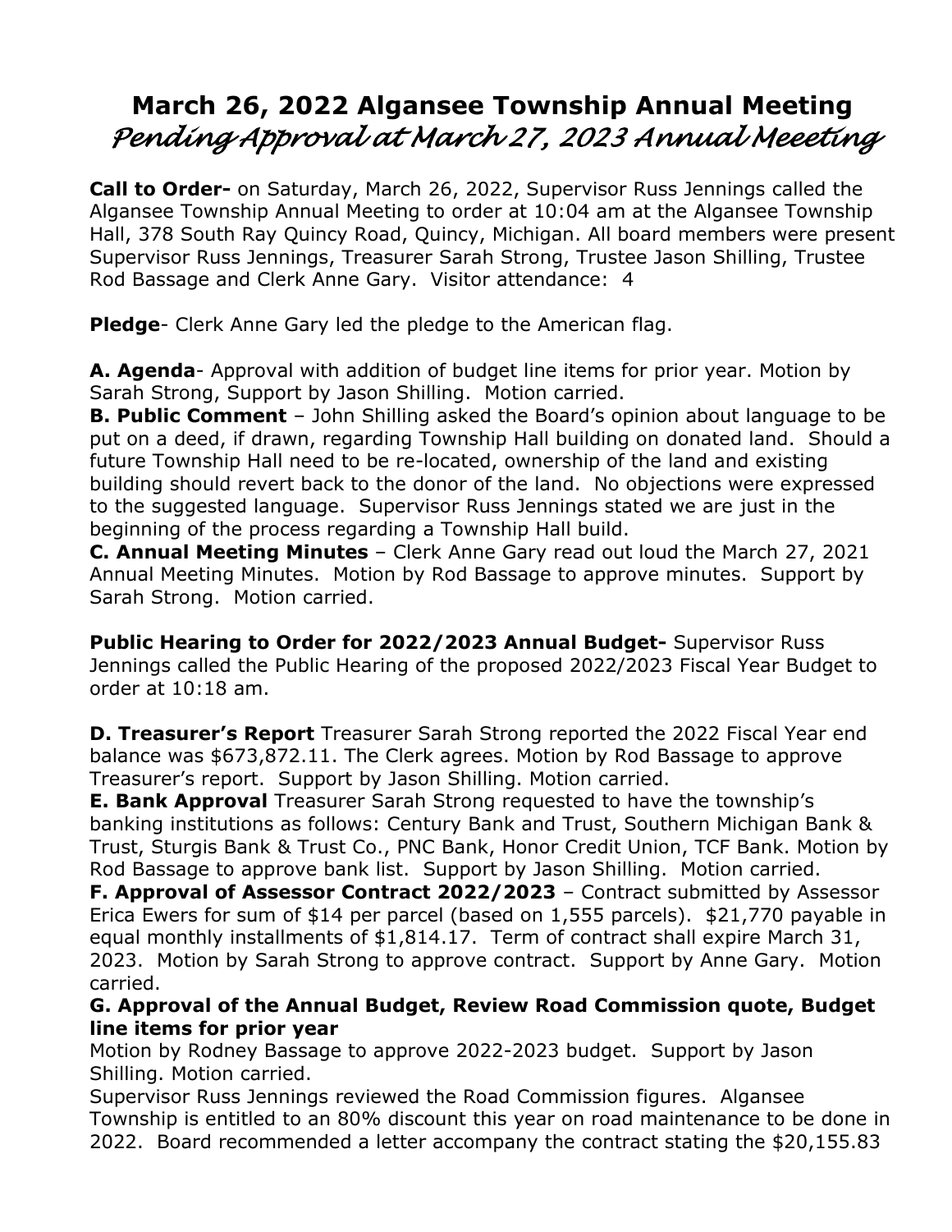# March 26, 2022 Algansee Township Annual Meeting
## *Pending Approval at March 27, 2023 Annual Meeeting*

**Call to Order-** on Saturday, March 26, 2022, Supervisor Russ Jennings called the Algansee Township Annual Meeting to order at 10:04 am at the Algansee Township Hall, 378 South Ray Quincy Road, Quincy, Michigan. All board members were present Supervisor Russ Jennings, Treasurer Sarah Strong, Trustee Jason Shilling, Trustee Rod Bassage and Clerk Anne Gary. Visitor attendance: 4

**Pledge**- Clerk Anne Gary led the pledge to the American flag.

**A. Agenda**- Approval with addition of budget line items for prior year. Motion by Sarah Strong, Support by Jason Shilling. Motion carried.

**B. Public Comment** – John Shilling asked the Board's opinion about language to be put on a deed, if drawn, regarding Township Hall building on donated land. Should a future Township Hall need to be re-located, ownership of the land and existing building should revert back to the donor of the land. No objections were expressed to the suggested language. Supervisor Russ Jennings stated we are just in the beginning of the process regarding a Township Hall build.

**C. Annual Meeting Minutes** – Clerk Anne Gary read out loud the March 27, 2021 Annual Meeting Minutes. Motion by Rod Bassage to approve minutes. Support by Sarah Strong. Motion carried.

**Public Hearing to Order for 2022/2023 Annual Budget-** Supervisor Russ Jennings called the Public Hearing of the proposed 2022/2023 Fiscal Year Budget to order at 10:18 am.

**D. Treasurer's Report** Treasurer Sarah Strong reported the 2022 Fiscal Year end balance was $673,872.11. The Clerk agrees. Motion by Rod Bassage to approve Treasurer's report. Support by Jason Shilling. Motion carried.

**E. Bank Approval** Treasurer Sarah Strong requested to have the township's banking institutions as follows: Century Bank and Trust, Southern Michigan Bank & Trust, Sturgis Bank & Trust Co., PNC Bank, Honor Credit Union, TCF Bank. Motion by Rod Bassage to approve bank list. Support by Jason Shilling. Motion carried.

**F. Approval of Assessor Contract 2022/2023** – Contract submitted by Assessor Erica Ewers for sum of $14 per parcel (based on 1,555 parcels). $21,770 payable in equal monthly installments of $1,814.17. Term of contract shall expire March 31, 2023. Motion by Sarah Strong to approve contract. Support by Anne Gary. Motion carried.

**G. Approval of the Annual Budget, Review Road Commission quote, Budget line items for prior year**

Motion by Rodney Bassage to approve 2022-2023 budget. Support by Jason Shilling. Motion carried.

Supervisor Russ Jennings reviewed the Road Commission figures. Algansee Township is entitled to an 80% discount this year on road maintenance to be done in 2022. Board recommended a letter accompany the contract stating the $20,155.83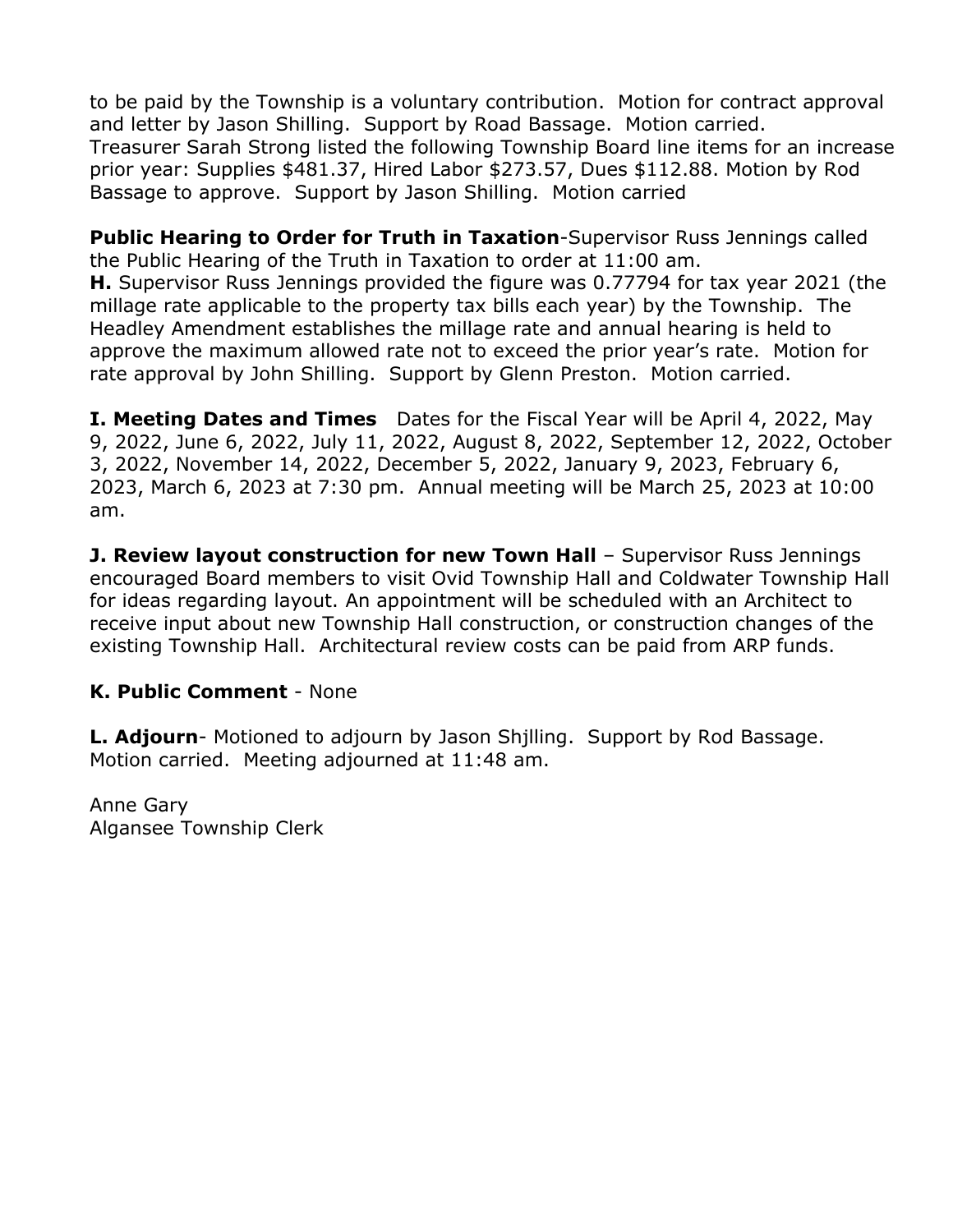to be paid by the Township is a voluntary contribution. Motion for contract approval and letter by Jason Shilling. Support by Road Bassage. Motion carried.
Treasurer Sarah Strong listed the following Township Board line items for an increase prior year: Supplies $481.37, Hired Labor $273.57, Dues $112.88. Motion by Rod Bassage to approve. Support by Jason Shilling. Motion carried

**Public Hearing to Order for Truth in Taxation**-Supervisor Russ Jennings called the Public Hearing of the Truth in Taxation to order at 11:00 am.
**H.** Supervisor Russ Jennings provided the figure was 0.77794 for tax year 2021 (the millage rate applicable to the property tax bills each year) by the Township. The Headley Amendment establishes the millage rate and annual hearing is held to approve the maximum allowed rate not to exceed the prior year's rate. Motion for rate approval by John Shilling. Support by Glenn Preston. Motion carried.

**I. Meeting Dates and Times** Dates for the Fiscal Year will be April 4, 2022, May 9, 2022, June 6, 2022, July 11, 2022, August 8, 2022, September 12, 2022, October 3, 2022, November 14, 2022, December 5, 2022, January 9, 2023, February 6, 2023, March 6, 2023 at 7:30 pm. Annual meeting will be March 25, 2023 at 10:00 am.

**J. Review layout construction for new Town Hall** – Supervisor Russ Jennings encouraged Board members to visit Ovid Township Hall and Coldwater Township Hall for ideas regarding layout. An appointment will be scheduled with an Architect to receive input about new Township Hall construction, or construction changes of the existing Township Hall. Architectural review costs can be paid from ARP funds.

**K. Public Comment** - None

**L. Adjourn**- Motioned to adjourn by Jason Shjlling. Support by Rod Bassage. Motion carried. Meeting adjourned at 11:48 am.

Anne Gary
Algansee Township Clerk